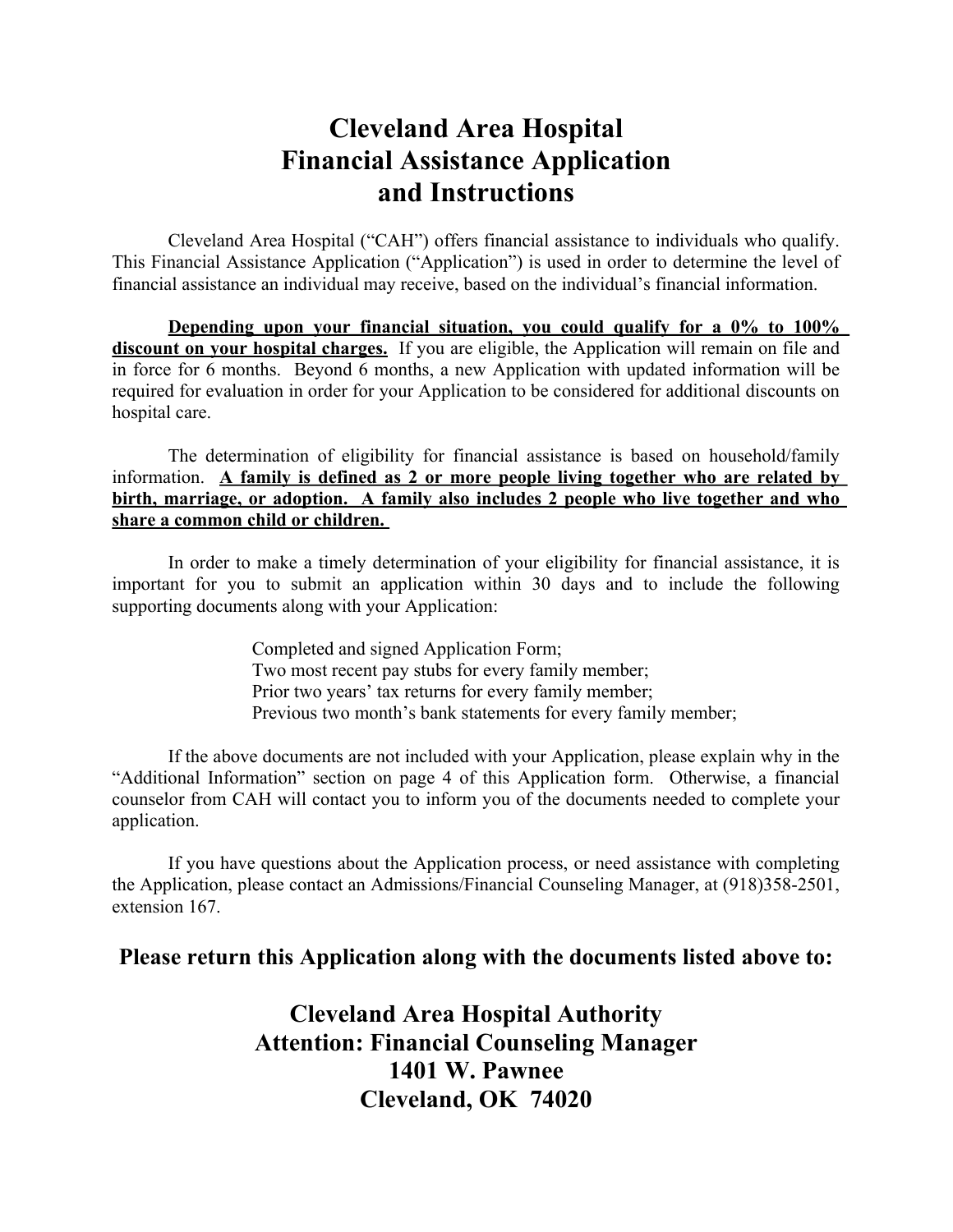# Cleveland Area Hospital Financial Assistance Application and Instructions

Cleveland Area Hospital ("CAH") offers financial assistance to individuals who qualify. This Financial Assistance Application ("Application") is used in order to determine the level of financial assistance an individual may receive, based on the individual's financial information.

**Depending upon your financial situation, you could qualify for a 0% to 100% discount on your hospital charges.** If you are eligible, the Application will remain on file and in force for 6 months. Beyond 6 months, a new Application with updated information will be required for evaluation in order for your Application to be considered for additional discounts on hospital care.

The determination of eligibility for financial assistance is based on household/family information. **A family is defined as 2 or more people living together who are related by birth, marriage, or adoption. A family also includes 2 people who live together and who share a common child or children.**

In order to make a timely determination of your eligibility for financial assistance, it is important for you to submit an application within 30 days and to include the following supporting documents along with your Application:

Completed and signed Application Form;
Two most recent pay stubs for every family member;
Prior two years' tax returns for every family member;
Previous two month's bank statements for every family member;

If the above documents are not included with your Application, please explain why in the "Additional Information" section on page 4 of this Application form. Otherwise, a financial counselor from CAH will contact you to inform you of the documents needed to complete your application.

If you have questions about the Application process, or need assistance with completing the Application, please contact an Admissions/Financial Counseling Manager, at (918)358-2501, extension 167.

## Please return this Application along with the documents listed above to:

**Cleveland Area Hospital Authority**
**Attention: Financial Counseling Manager**
**1401 W. Pawnee**
**Cleveland, OK 74020**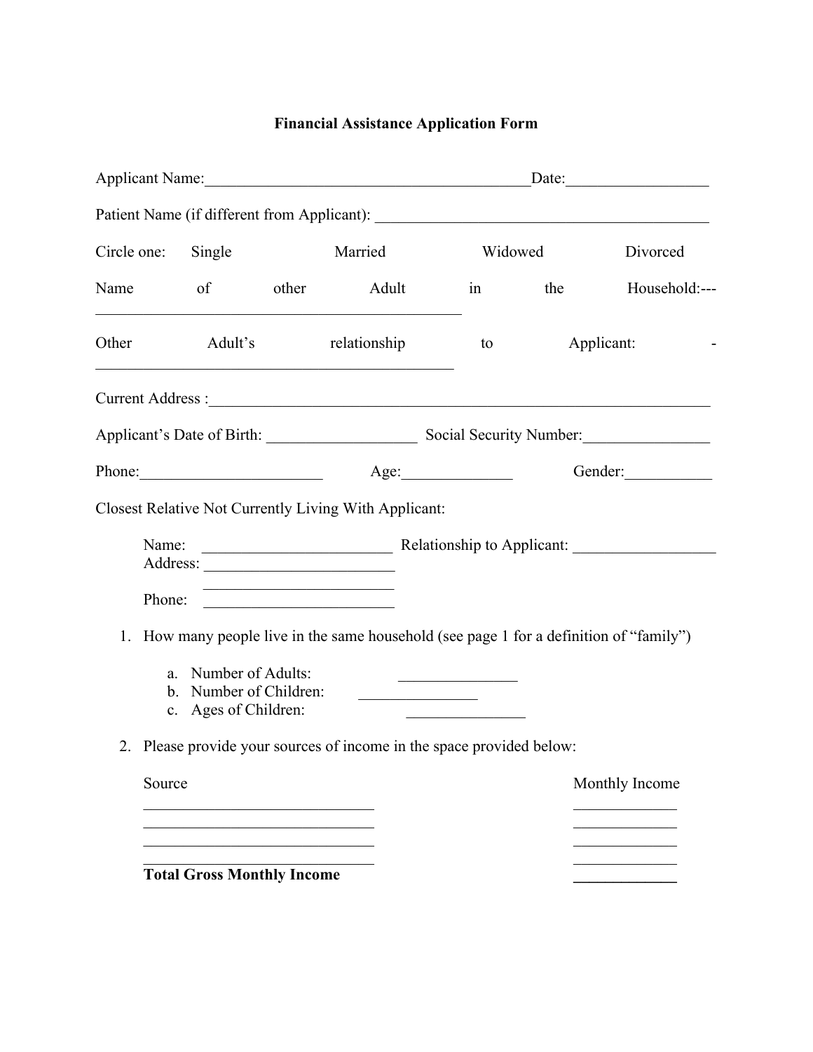# Financial Assistance Application Form

Applicant Name:__________________________________________Date:__________________

Patient Name (if different from Applicant): ____________________________________________

Circle one: Single Married Widowed Divorced

Name of other Adult in the Household:---
________________________________________________

Other Adult's relationship to Applicant: -
_______________________________________________

Current Address :_________________________________________________________________

Applicant's Date of Birth: ___________________ Social Security Number:________________

Phone:______________________ Age:______________ Gender:___________

Closest Relative Not Currently Living With Applicant:

Name: _________________________ Relationship to Applicant: __________________
Address: _________________________
_________________________
Phone: _________________________

1. How many people live in the same household (see page 1 for a definition of "family")

   a. Number of Adults: _______________
   b. Number of Children: _______________
   c. Ages of Children: _______________

2. Please provide your sources of income in the space provided below:

| Source | Monthly Income |
|---|---|
| ______________________________ | _____________ |
| ______________________________ | _____________ |
| ______________________________ | _____________ |
| ______________________________ | _____________ |
| **Total Gross Monthly Income** | _____________ |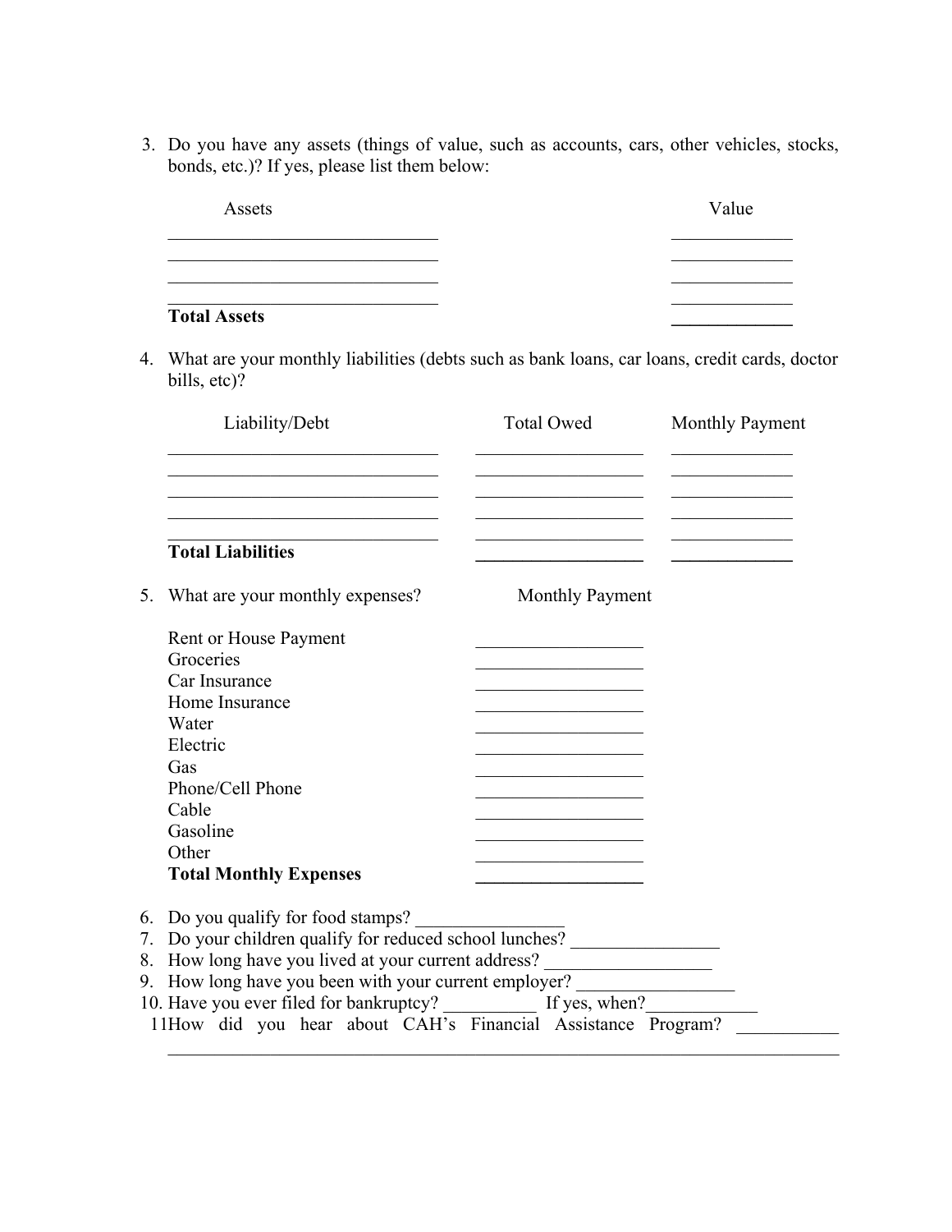3. Do you have any assets (things of value, such as accounts, cars, other vehicles, stocks, bonds, etc.)? If yes, please list them below:

| Assets | Value |
|---|---|
| ______________________________ | _____________ |
| ______________________________ | _____________ |
| ______________________________ | _____________ |
| ______________________________ | _____________ |
| **Total Assets** | _____________ |

4. What are your monthly liabilities (debts such as bank loans, car loans, credit cards, doctor bills, etc)?

| Liability/Debt | Total Owed | Monthly Payment |
|---|---|---|
| ______________________________ | __________________ | _____________ |
| ______________________________ | __________________ | _____________ |
| ______________________________ | __________________ | _____________ |
| ______________________________ | __________________ | _____________ |
| ______________________________ | __________________ | _____________ |
| **Total Liabilities** | __________________ | _____________ |

5. What are your monthly expenses?

| | Monthly Payment |
|---|---|
| Rent or House Payment | __________________ |
| Groceries | __________________ |
| Car Insurance | __________________ |
| Home Insurance | __________________ |
| Water | __________________ |
| Electric | __________________ |
| Gas | __________________ |
| Phone/Cell Phone | __________________ |
| Cable | __________________ |
| Gasoline | __________________ |
| Other | __________________ |
| **Total Monthly Expenses** | __________________ |

6. Do you qualify for food stamps? ________________
7. Do your children qualify for reduced school lunches? ________________
8. How long have you lived at your current address? __________________
9. How long have you been with your current employer? _________________
10. Have you ever filed for bankruptcy? __________ If yes, when?____________
11. How did you hear about CAH's Financial Assistance Program? ___________
__________________________________________________________________________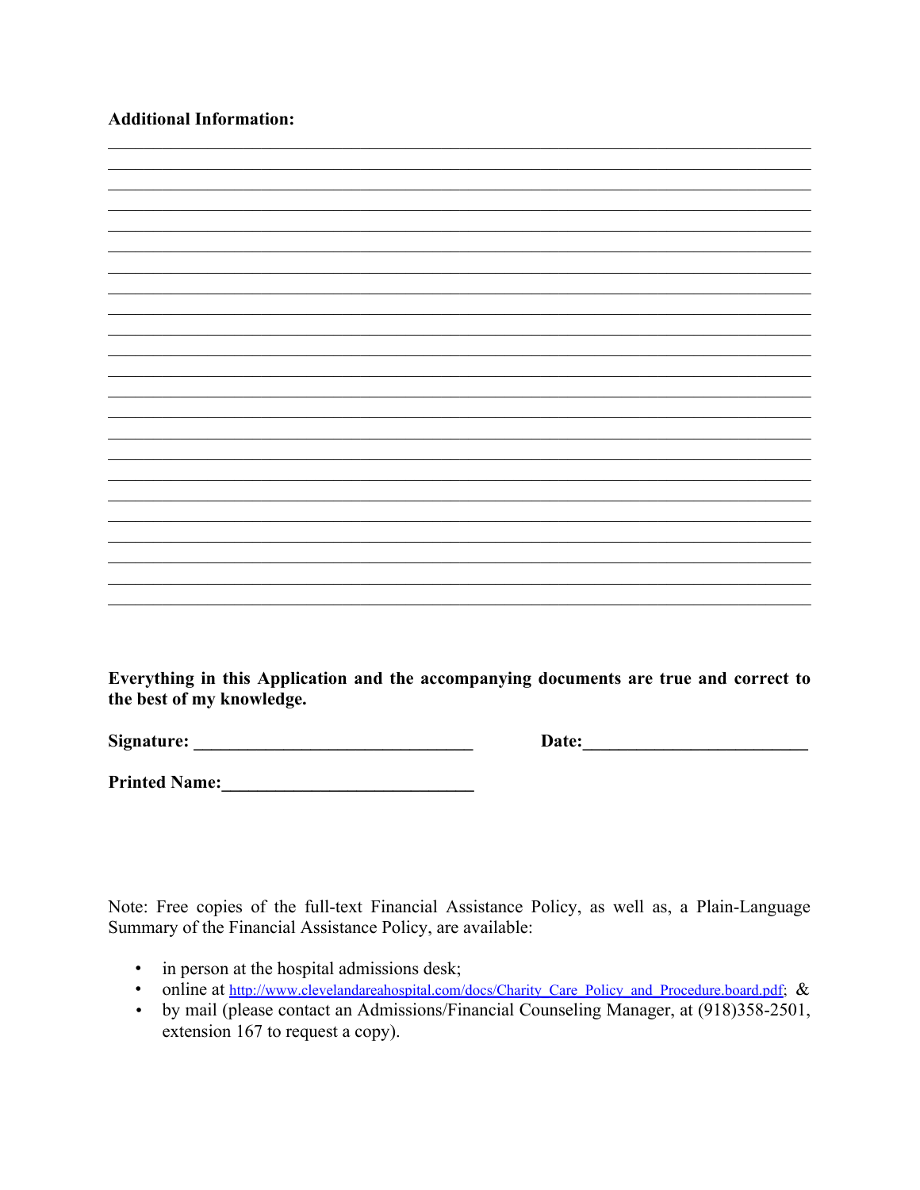**Additional Information:**

\_\_\_\_\_\_\_\_\_\_\_\_\_\_\_\_\_\_\_\_\_\_\_\_\_\_\_\_\_\_\_\_\_\_\_\_\_\_\_\_\_\_\_\_\_\_\_\_\_\_\_\_\_\_\_\_\_\_\_\_\_\_\_\_\_\_\_\_\_\_\_\_\_\_\_\_

**Everything in this Application and the accompanying documents are true and correct to the best of my knowledge.**

**Signature: \_\_\_\_\_\_\_\_\_\_\_\_\_\_\_\_\_\_\_\_\_\_\_\_\_\_\_\_\_\_\_\_** **Date:\_\_\_\_\_\_\_\_\_\_\_\_\_\_\_\_\_\_\_\_\_\_\_\_\_\_**

**Printed Name:\_\_\_\_\_\_\_\_\_\_\_\_\_\_\_\_\_\_\_\_\_\_\_\_\_\_\_\_\_**

Note: Free copies of the full-text Financial Assistance Policy, as well as, a Plain-Language Summary of the Financial Assistance Policy, are available:

- in person at the hospital admissions desk;
- online at http://www.clevelandareahospital.com/docs/Charity_Care_Policy_and_Procedure.board.pdf; &
- by mail (please contact an Admissions/Financial Counseling Manager, at (918)358-2501, extension 167 to request a copy).